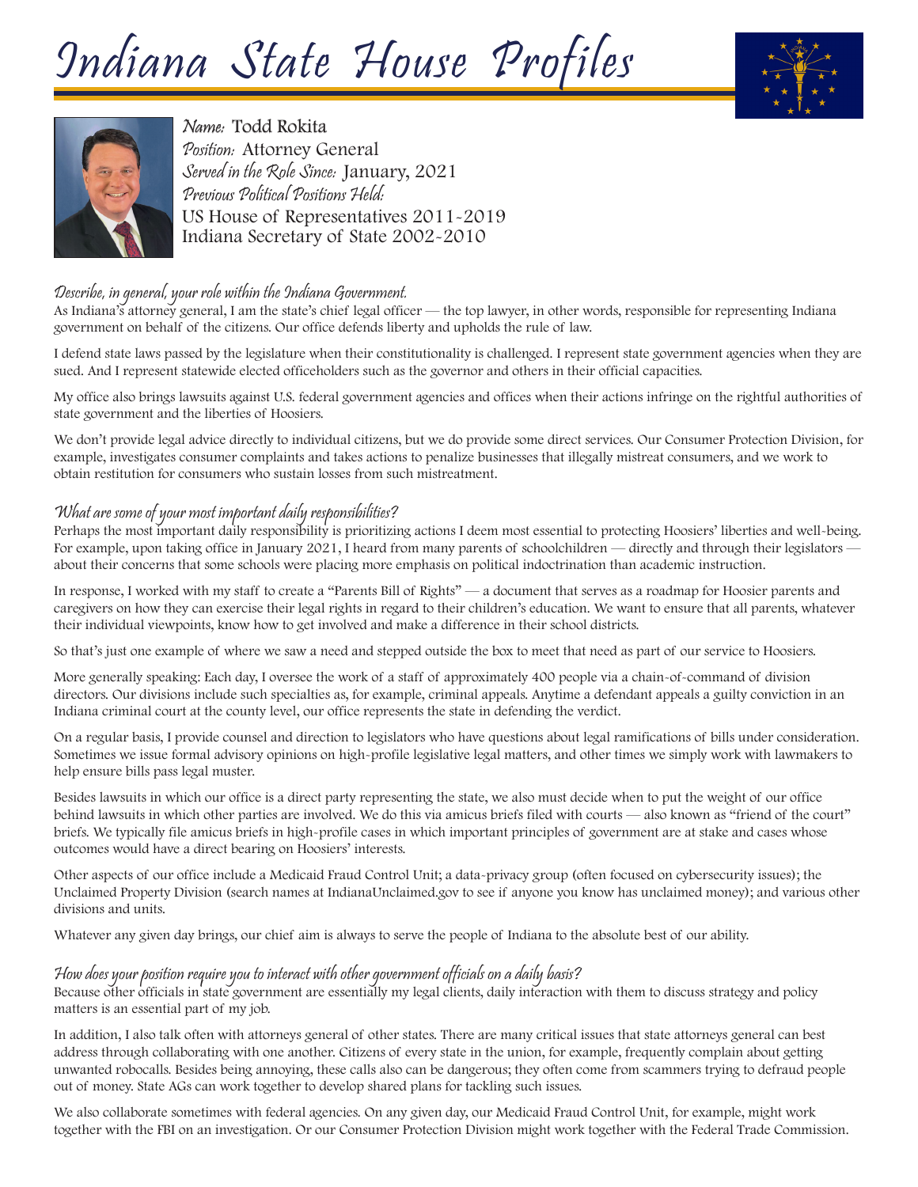# Indiana State House Profiles

*Name:* Todd Rokita
*Position:* Attorney General
*Served in the Role Since:* January, 2021
*Previous Political Positions Held:*
US House of Representatives 2011-2019
Indiana Secretary of State 2002-2010

### *Describe, in general, your role within the Indiana Government.*

As Indiana's attorney general, I am the state's chief legal officer — the top lawyer, in other words, responsible for representing Indiana government on behalf of the citizens. Our office defends liberty and upholds the rule of law.

I defend state laws passed by the legislature when their constitutionality is challenged. I represent state government agencies when they are sued. And I represent statewide elected officeholders such as the governor and others in their official capacities.

My office also brings lawsuits against U.S. federal government agencies and offices when their actions infringe on the rightful authorities of state government and the liberties of Hoosiers.

We don't provide legal advice directly to individual citizens, but we do provide some direct services. Our Consumer Protection Division, for example, investigates consumer complaints and takes actions to penalize businesses that illegally mistreat consumers, and we work to obtain restitution for consumers who sustain losses from such mistreatment.

### *What are some of your most important daily responsibilities?*

Perhaps the most important daily responsibility is prioritizing actions I deem most essential to protecting Hoosiers' liberties and well-being. For example, upon taking office in January 2021, I heard from many parents of schoolchildren — directly and through their legislators — about their concerns that some schools were placing more emphasis on political indoctrination than academic instruction.

In response, I worked with my staff to create a "Parents Bill of Rights" — a document that serves as a roadmap for Hoosier parents and caregivers on how they can exercise their legal rights in regard to their children's education. We want to ensure that all parents, whatever their individual viewpoints, know how to get involved and make a difference in their school districts.

So that's just one example of where we saw a need and stepped outside the box to meet that need as part of our service to Hoosiers.

More generally speaking: Each day, I oversee the work of a staff of approximately 400 people via a chain-of-command of division directors. Our divisions include such specialties as, for example, criminal appeals. Anytime a defendant appeals a guilty conviction in an Indiana criminal court at the county level, our office represents the state in defending the verdict.

On a regular basis, I provide counsel and direction to legislators who have questions about legal ramifications of bills under consideration. Sometimes we issue formal advisory opinions on high-profile legislative legal matters, and other times we simply work with lawmakers to help ensure bills pass legal muster.

Besides lawsuits in which our office is a direct party representing the state, we also must decide when to put the weight of our office behind lawsuits in which other parties are involved. We do this via amicus briefs filed with courts — also known as "friend of the court" briefs. We typically file amicus briefs in high-profile cases in which important principles of government are at stake and cases whose outcomes would have a direct bearing on Hoosiers' interests.

Other aspects of our office include a Medicaid Fraud Control Unit; a data-privacy group (often focused on cybersecurity issues); the Unclaimed Property Division (search names at IndianaUnclaimed.gov to see if anyone you know has unclaimed money); and various other divisions and units.

Whatever any given day brings, our chief aim is always to serve the people of Indiana to the absolute best of our ability.

### *How does your position require you to interact with other government officials on a daily basis?*

Because other officials in state government are essentially my legal clients, daily interaction with them to discuss strategy and policy matters is an essential part of my job.

In addition, I also talk often with attorneys general of other states. There are many critical issues that state attorneys general can best address through collaborating with one another. Citizens of every state in the union, for example, frequently complain about getting unwanted robocalls. Besides being annoying, these calls also can be dangerous; they often come from scammers trying to defraud people out of money. State AGs can work together to develop shared plans for tackling such issues.

We also collaborate sometimes with federal agencies. On any given day, our Medicaid Fraud Control Unit, for example, might work together with the FBI on an investigation. Or our Consumer Protection Division might work together with the Federal Trade Commission.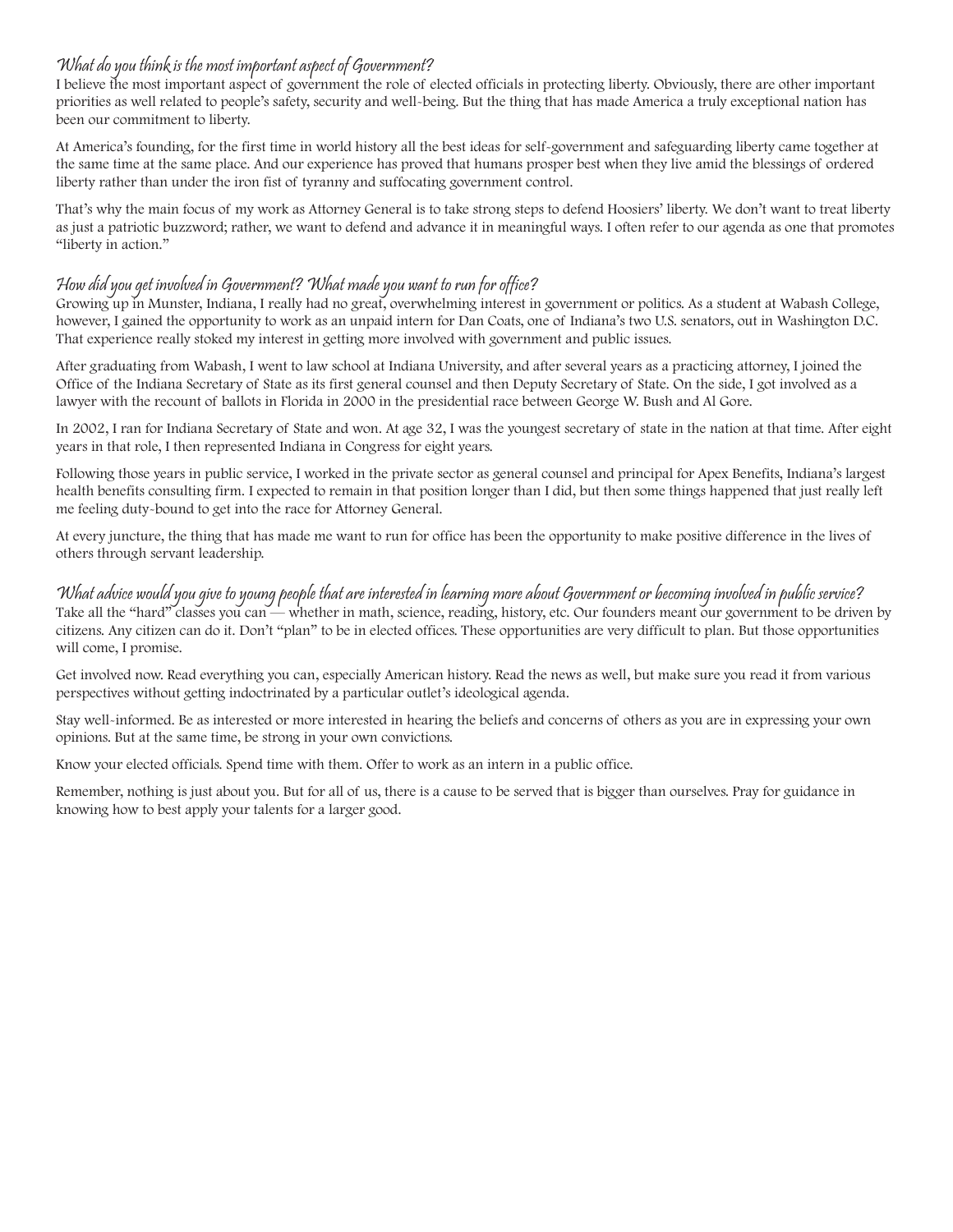### What do you think is the most important aspect of Government?

I believe the most important aspect of government the role of elected officials in protecting liberty. Obviously, there are other important priorities as well related to people's safety, security and well-being. But the thing that has made America a truly exceptional nation has been our commitment to liberty.

At America's founding, for the first time in world history all the best ideas for self-government and safeguarding liberty came together at the same time at the same place. And our experience has proved that humans prosper best when they live amid the blessings of ordered liberty rather than under the iron fist of tyranny and suffocating government control.

That's why the main focus of my work as Attorney General is to take strong steps to defend Hoosiers' liberty. We don't want to treat liberty as just a patriotic buzzword; rather, we want to defend and advance it in meaningful ways. I often refer to our agenda as one that promotes "liberty in action."

### How did you get involved in Government? What made you want to run for office?

Growing up in Munster, Indiana, I really had no great, overwhelming interest in government or politics. As a student at Wabash College, however, I gained the opportunity to work as an unpaid intern for Dan Coats, one of Indiana's two U.S. senators, out in Washington D.C. That experience really stoked my interest in getting more involved with government and public issues.

After graduating from Wabash, I went to law school at Indiana University, and after several years as a practicing attorney, I joined the Office of the Indiana Secretary of State as its first general counsel and then Deputy Secretary of State. On the side, I got involved as a lawyer with the recount of ballots in Florida in 2000 in the presidential race between George W. Bush and Al Gore.

In 2002, I ran for Indiana Secretary of State and won. At age 32, I was the youngest secretary of state in the nation at that time. After eight years in that role, I then represented Indiana in Congress for eight years.

Following those years in public service, I worked in the private sector as general counsel and principal for Apex Benefits, Indiana's largest health benefits consulting firm. I expected to remain in that position longer than I did, but then some things happened that just really left me feeling duty-bound to get into the race for Attorney General.

At every juncture, the thing that has made me want to run for office has been the opportunity to make positive difference in the lives of others through servant leadership.

### What advice would you give to young people that are interested in learning more about Government or becoming involved in public service?

Take all the "hard" classes you can — whether in math, science, reading, history, etc. Our founders meant our government to be driven by citizens. Any citizen can do it. Don't "plan" to be in elected offices. These opportunities are very difficult to plan. But those opportunities will come, I promise.

Get involved now. Read everything you can, especially American history. Read the news as well, but make sure you read it from various perspectives without getting indoctrinated by a particular outlet's ideological agenda.

Stay well-informed. Be as interested or more interested in hearing the beliefs and concerns of others as you are in expressing your own opinions. But at the same time, be strong in your own convictions.

Know your elected officials. Spend time with them. Offer to work as an intern in a public office.

Remember, nothing is just about you. But for all of us, there is a cause to be served that is bigger than ourselves. Pray for guidance in knowing how to best apply your talents for a larger good.